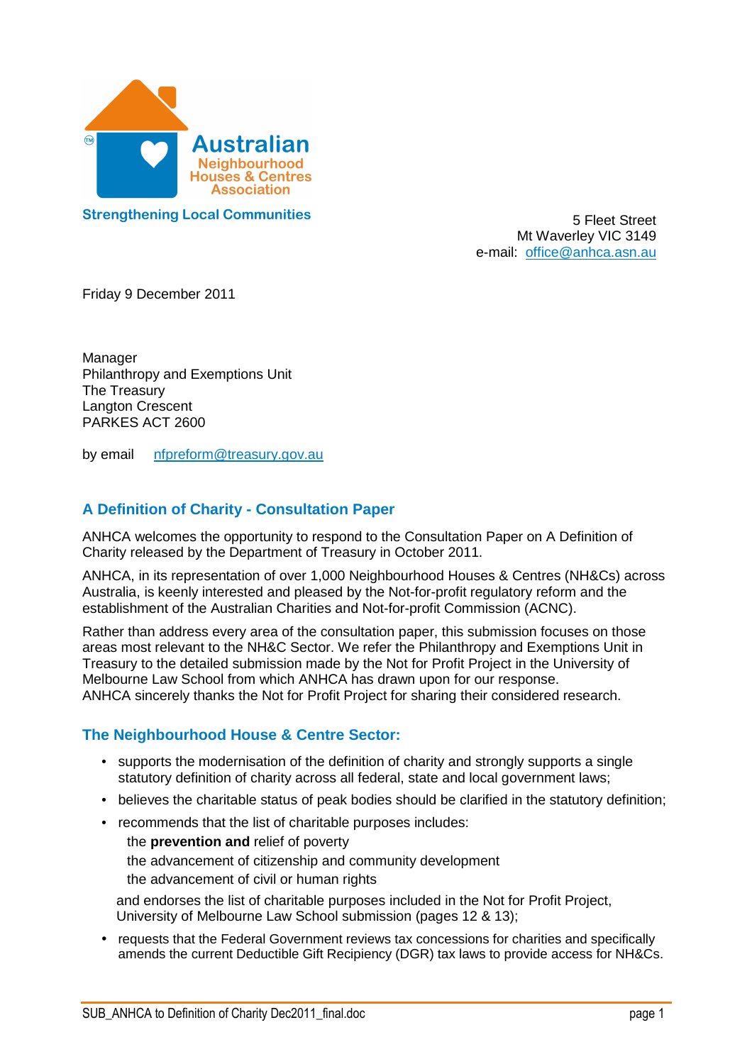Australian Neighbourhood Houses & Centres Association

**Strengthening Local Communities**

5 Fleet Street
Mt Waverley VIC 3149
e-mail: office@anhca.asn.au

Friday 9 December 2011

Manager
Philanthropy and Exemptions Unit
The Treasury
Langton Crescent
PARKES ACT 2600

by email nfpreform@treasury.gov.au

## A Definition of Charity - Consultation Paper

ANHCA welcomes the opportunity to respond to the Consultation Paper on A Definition of Charity released by the Department of Treasury in October 2011.

ANHCA, in its representation of over 1,000 Neighbourhood Houses & Centres (NH&Cs) across Australia, is keenly interested and pleased by the Not-for-profit regulatory reform and the establishment of the Australian Charities and Not-for-profit Commission (ACNC).

Rather than address every area of the consultation paper, this submission focuses on those areas most relevant to the NH&C Sector. We refer the Philanthropy and Exemptions Unit in Treasury to the detailed submission made by the Not for Profit Project in the University of Melbourne Law School from which ANHCA has drawn upon for our response.
ANHCA sincerely thanks the Not for Profit for sharing their considered research.

## The Neighbourhood House & Centre Sector:

- supports the modernisation of the definition of charity and strongly supports a single statutory definition of charity across all federal, state and local government laws;
- believes the charitable status of peak bodies should be clarified in the statutory definition;
- recommends that the list of charitable purposes includes:

  the **prevention and** relief of poverty
  the advancement of citizenship and community development
  the advancement of civil or human rights

  and endorses the list of charitable purposes included in the Not for Profit Project, University of Melbourne Law School submission (pages 12 & 13);
- requests that the Federal Government reviews tax concessions for charities and specifically amends the current Deductible Gift Recipiency (DGR) tax laws to provide access for NH&Cs.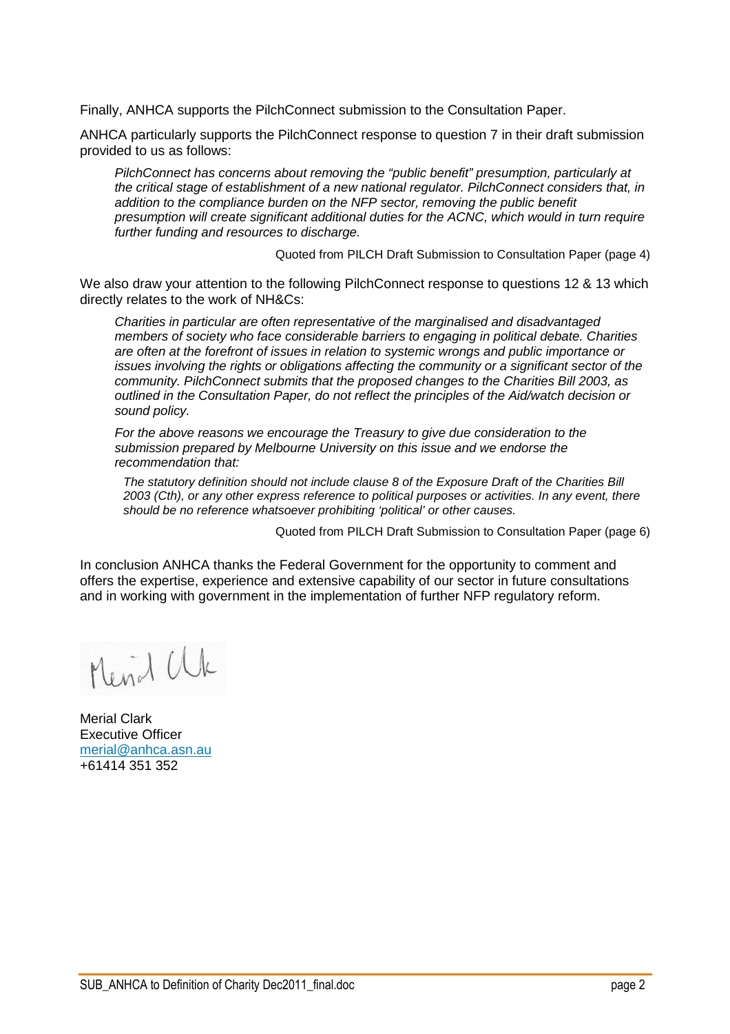Finally, ANHCA supports the PilchConnect submission to the Consultation Paper.

ANHCA particularly supports the PilchConnect response to question 7 in their draft submission provided to us as follows:

> *PilchConnect has concerns about removing the "public benefit" presumption, particularly at the critical stage of establishment of a new national regulator. PilchConnect considers that, in addition to the compliance burden on the NFP sector, removing the public benefit presumption will create significant additional duties for the ACNC, which would in turn require further funding and resources to discharge.*
>
> Quoted from PILCH Draft Submission to Consultation Paper (page 4)

We also draw your attention to the following PilchConnect response to questions 12 & 13 which directly relates to the work of NH&Cs:

> *Charities in particular are often representative of the marginalised and disadvantaged members of society who face considerable barriers to engaging in political debate. Charities are often at the forefront of issues in relation to systemic wrongs and public importance or issues involving the rights or obligations affecting the community or a significant sector of the community. PilchConnect submits that the proposed changes to the Charities Bill 2003, as outlined in the Consultation Paper, do not reflect the principles of the Aid/watch decision or sound policy.*
>
> *For the above reasons we encourage the Treasury to give due consideration to the submission prepared by Melbourne University on this issue and we endorse the recommendation that:*
>
> > *The statutory definition should not include clause 8 of the Exposure Draft of the Charities Bill 2003 (Cth), or any other express reference to political purposes or activities. In any event, there should be no reference whatsoever prohibiting 'political' or other causes.*
>
> Quoted from PILCH Draft Submission to Consultation Paper (page 6)

In conclusion ANHCA thanks the Federal Government for the opportunity to comment and offers the expertise, experience and extensive capability of our sector in future consultations and in working with government in the implementation of further NFP regulatory reform.

Merial Clark

Merial Clark
Executive Officer
merial@anhca.asn.au
+61414 351 352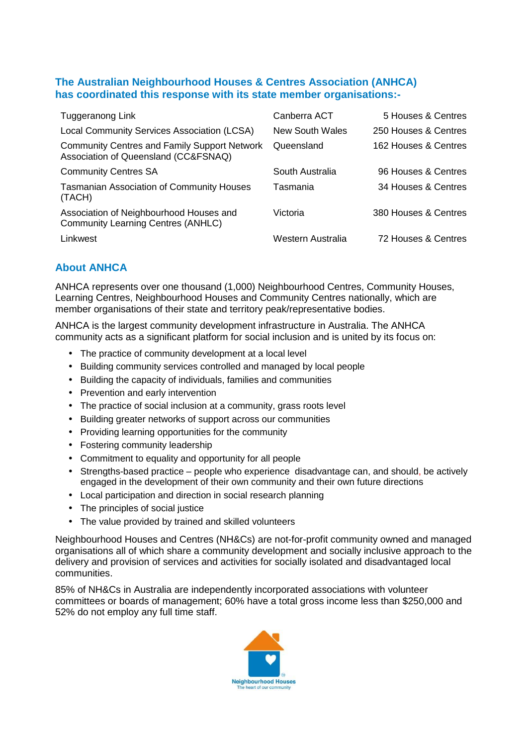## The Australian Neighbourhood Houses & Centres Association (ANHCA) has coordinated this response with its state member organisations:-

| | | |
|---|---|---|
| Tuggeranong Link | Canberra ACT | 5 Houses & Centres |
| Local Community Services Association (LCSA) | New South Wales | 250 Houses & Centres |
| Community Centres and Family Support Network Association of Queensland (CC&FSNAQ) | Queensland | 162 Houses & Centres |
| Community Centres SA | South Australia | 96 Houses & Centres |
| Tasmanian Association of Community Houses (TACH) | Tasmania | 34 Houses & Centres |
| Association of Neighbourhood Houses and Community Learning Centres (ANHLC) | Victoria | 380 Houses & Centres |
| Linkwest | Western Australia | 72 Houses & Centres |

## About ANHCA

ANHCA represents over one thousand (1,000) Neighbourhood Centres, Community Houses, Learning Centres, Neighbourhood Houses and Community Centres nationally, which are member organisations of their state and territory peak/representative bodies.

ANHCA is the largest community development infrastructure in Australia. The ANHCA community acts as a significant platform for social inclusion and is united by its focus on:

- The practice of community development at a local level
- Building community services controlled and managed by local people
- Building the capacity of individuals, families and communities
- Prevention and early intervention
- The practice of social inclusion at a community, grass roots level
- Building greater networks of support across our communities
- Providing learning opportunities for the community
- Fostering community leadership
- Commitment to equality and opportunity for all people
- Strengths-based practice – people who experience disadvantage can, and should, be actively engaged in the development of their own community and their own future directions
- Local participation and direction in social research planning
- The principles of social justice
- The value provided by trained and skilled volunteers

Neighbourhood Houses and Centres (NH&Cs) are not-for-profit community owned and managed organisations all of which share a community development and socially inclusive approach to the delivery and provision of services and activities for socially isolated and disadvantaged local communities.

85% of NH&Cs in Australia are independently incorporated associations with volunteer committees or boards of management; 60% have a total gross income less than $250,000 and 52% do not employ any full time staff.

Neighbourhood Houses
The heart of our community